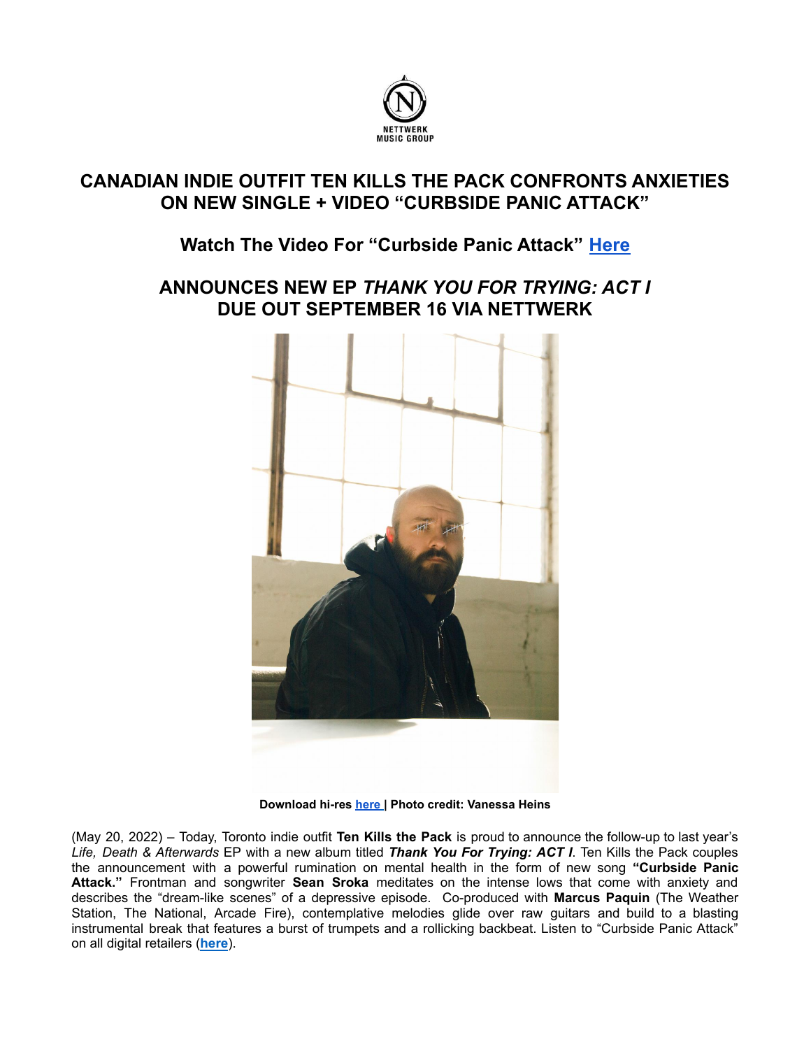NETTWERK MUSIC GROUP

# CANADIAN INDIE OUTFIT TEN KILLS THE PACK CONFRONTS ANXIETIES ON NEW SINGLE + VIDEO "CURBSIDE PANIC ATTACK"

## Watch The Video For "Curbside Panic Attack" Here

## ANNOUNCES NEW EP *THANK YOU FOR TRYING: ACT I* DUE OUT SEPTEMBER 16 VIA NETTWERK

**Download hi-res here | Photo credit: Vanessa Heins**

(May 20, 2022) – Today, Toronto indie outfit **Ten Kills the Pack** is proud to announce the follow-up to last year's *Life, Death & Afterwards* EP with a new album titled ***Thank You For Trying: ACT I***. Ten Kills the Pack couples the announcement with a powerful rumination on mental health in the form of new song **"Curbside Panic Attack."** Frontman and songwriter **Sean Sroka** meditates on the intense lows that come with anxiety and describes the "dream-like scenes" of a depressive episode. Co-produced with **Marcus Paquin** (The Weather Station, The National, Arcade Fire), contemplative melodies glide over raw guitars and build to a blasting instrumental break that features a burst of trumpets and a rollicking backbeat. Listen to "Curbside Panic Attack" on all digital retailers (**here**).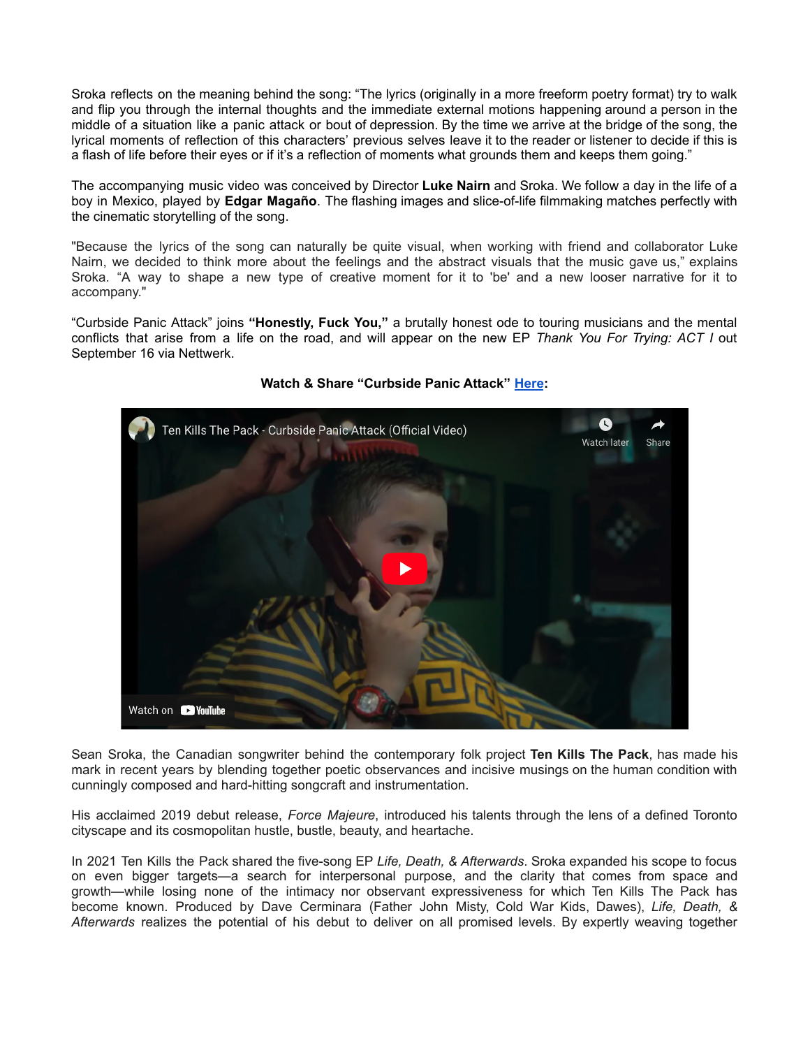Sroka reflects on the meaning behind the song: "The lyrics (originally in a more freeform poetry format) try to walk and flip you through the internal thoughts and the immediate external motions happening around a person in the middle of a situation like a panic attack or bout of depression. By the time we arrive at the bridge of the song, the lyrical moments of reflection of this characters' previous selves leave it to the reader or listener to decide if this is a flash of life before their eyes or if it's a reflection of moments what grounds them and keeps them going."

The accompanying music video was conceived by Director **Luke Nairn** and Sroka. We follow a day in the life of a boy in Mexico, played by **Edgar Magaño**. The flashing images and slice-of-life filmmaking matches perfectly with the cinematic storytelling of the song.

"Because the lyrics of the song can naturally be quite visual, when working with friend and collaborator Luke Nairn, we decided to think more about the feelings and the abstract visuals that the music gave us," explains Sroka. "A way to shape a new type of creative moment for it to 'be' and a new looser narrative for it to accompany."

"Curbside Panic Attack" joins **"Honestly, Fuck You,"** a brutally honest ode to touring musicians and the mental conflicts that arise from a life on the road, and will appear on the new EP *Thank You For Trying: ACT I* out September 16 via Nettwerk.

**Watch & Share "Curbside Panic Attack" Here:**

Ten Kills The Pack - Curbside Panic Attack (Official Video)

Sean Sroka, the Canadian songwriter behind the contemporary folk project **Ten Kills The Pack**, has made his mark in recent years by blending together poetic observances and incisive musings on the human condition with cunningly composed and hard-hitting songcraft and instrumentation.

His acclaimed 2019 debut release, *Force Majeure*, introduced his talents through the lens of a defined Toronto cityscape and its cosmopolitan hustle, bustle, beauty, and heartache.

In 2021 Ten Kills the Pack shared the five-song EP *Life, Death, & Afterwards*. Sroka expanded his scope to focus on even bigger targets—a search for interpersonal purpose, and the clarity that comes from space and growth—while losing none of the intimacy nor observant expressiveness for which Ten Kills The Pack has become known. Produced by Dave Cerminara (Father John Misty, Cold War Kids, Dawes), *Life, Death, & Afterwards* realizes the potential of his debut to deliver on all promised levels. By expertly weaving together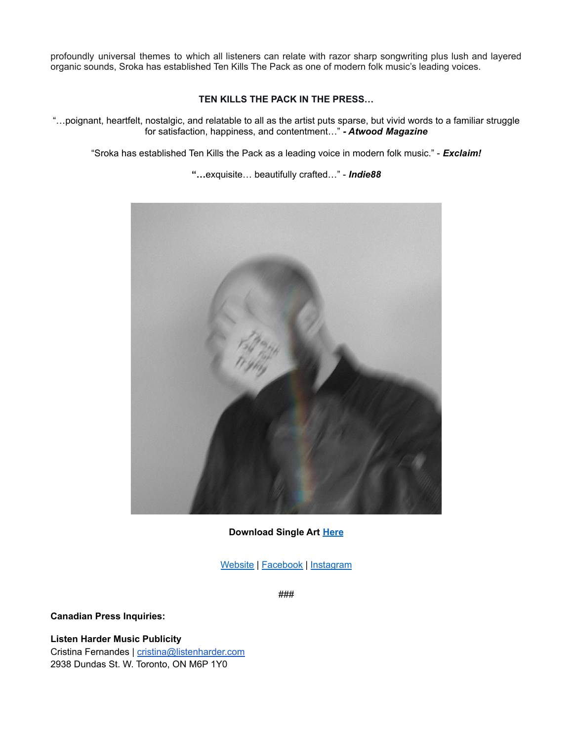profoundly universal themes to which all listeners can relate with razor sharp songwriting plus lush and layered organic sounds, Sroka has established Ten Kills The Pack as one of modern folk music's leading voices.

**TEN KILLS THE PACK IN THE PRESS…**

"…poignant, heartfelt, nostalgic, and relatable to all as the artist puts sparse, but vivid words to a familiar struggle for satisfaction, happiness, and contentment…" ***- Atwood Magazine***

"Sroka has established Ten Kills the Pack as a leading voice in modern folk music." - ***Exclaim!***

**"…**exquisite… beautifully crafted…" - ***Indie88***

**Download Single Art Here**

Website | Facebook | Instagram

###

**Canadian Press Inquiries:**

**Listen Harder Music Publicity**
Cristina Fernandes | cristina@listenharder.com
2938 Dundas St. W. Toronto, ON M6P 1Y0